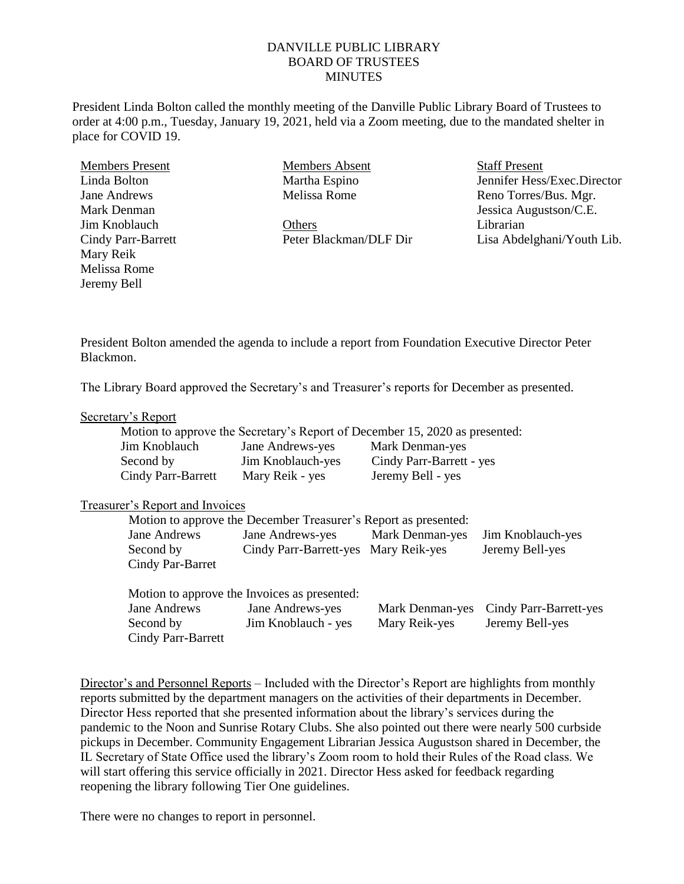# DANVILLE PUBLIC LIBRARY
## BOARD OF TRUSTEES
## MINUTES

President Linda Bolton called the monthly meeting of the Danville Public Library Board of Trustees to order at 4:00 p.m., Tuesday, January 19, 2021, held via a Zoom meeting, due to the mandated shelter in place for COVID 19.

| Members Present | Members Absent | Staff Present |
|---|---|---|
| Linda Bolton | Martha Espino | Jennifer Hess/Exec.Director |
| Jane Andrews | Melissa Rome | Reno Torres/Bus. Mgr. |
| Mark Denman | | Jessica Augustson/C.E. Librarian |
| Jim Knoblauch | Others | Lisa Abdelghani/Youth Lib. |
| Cindy Parr-Barrett | Peter Blackman/DLF Dir | |
| Mary Reik | | |
| Melissa Rome | | |
| Jeremy Bell | | |

President Bolton amended the agenda to include a report from Foundation Executive Director Peter Blackmon.

The Library Board approved the Secretary's and Treasurer's reports for December as presented.

Secretary's Report

Motion to approve the Secretary's Report of December 15, 2020 as presented:

| | | |
|---|---|---|
| Jim Knoblauch | Jane Andrews-yes | Mark Denman-yes |
| Second by | Jim Knoblauch-yes | Cindy Parr-Barrett - yes |
| Cindy Parr-Barrett | Mary Reik - yes | Jeremy Bell - yes |

Treasurer's Report and Invoices

Motion to approve the December Treasurer's Report as presented:

| | | | |
|---|---|---|---|
| Jane Andrews | Jane Andrews-yes | Mark Denman-yes | Jim Knoblauch-yes |
| Second by | Cindy Parr-Barrett-yes | Mary Reik-yes | Jeremy Bell-yes |
| Cindy Par-Barret | | | |

Motion to approve the Invoices as presented:

| | | | |
|---|---|---|---|
| Jane Andrews | Jane Andrews-yes | Mark Denman-yes | Cindy Parr-Barrett-yes |
| Second by | Jim Knoblauch - yes | Mary Reik-yes | Jeremy Bell-yes |
| Cindy Parr-Barrett | | | |

Director's and Personnel Reports – Included with the Director's Report are highlights from monthly reports submitted by the department managers on the activities of their departments in December. Director Hess reported that she presented information about the library's services during the pandemic to the Noon and Sunrise Rotary Clubs. She also pointed out there were nearly 500 curbside pickups in December. Community Engagement Librarian Jessica Augustson shared in December, the IL Secretary of State Office used the library's Zoom room to hold their Rules of the Road class. We will start offering this service officially in 2021. Director Hess asked for feedback regarding reopening the library following Tier One guidelines.

There were no changes to report in personnel.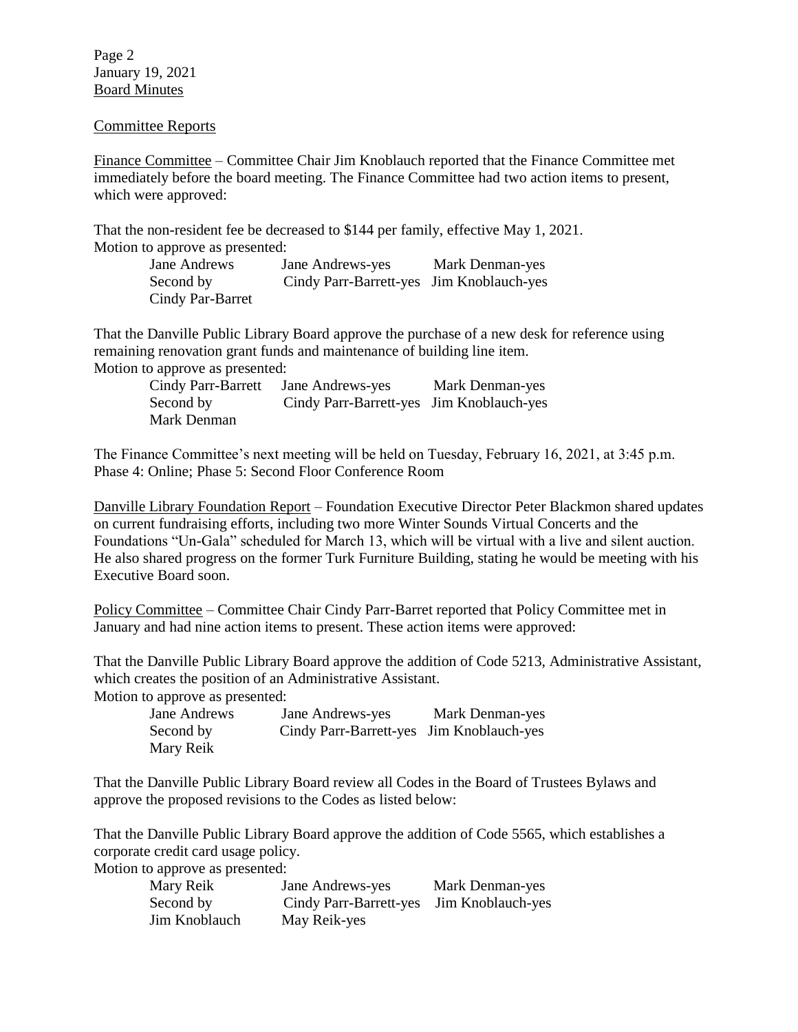Page 2
January 19, 2021
Board Minutes

Committee Reports

Finance Committee – Committee Chair Jim Knoblauch reported that the Finance Committee met immediately before the board meeting. The Finance Committee had two action items to present, which were approved:

That the non-resident fee be decreased to $144 per family, effective May 1, 2021.
Motion to approve as presented:

| | | |
|---|---|---|
| Jane Andrews | Jane Andrews-yes | Mark Denman-yes |
| Second by | Cindy Parr-Barrett-yes | Jim Knoblauch-yes |
| Cindy Par-Barret | | |

That the Danville Public Library Board approve the purchase of a new desk for reference using remaining renovation grant funds and maintenance of building line item.
Motion to approve as presented:

| | | |
|---|---|---|
| Cindy Parr-Barrett | Jane Andrews-yes | Mark Denman-yes |
| Second by | Cindy Parr-Barrett-yes | Jim Knoblauch-yes |
| Mark Denman | | |

The Finance Committee's next meeting will be held on Tuesday, February 16, 2021, at 3:45 p.m.
Phase 4: Online; Phase 5: Second Floor Conference Room

Danville Library Foundation Report – Foundation Executive Director Peter Blackmon shared updates on current fundraising efforts, including two more Winter Sounds Virtual Concerts and the Foundations "Un-Gala" scheduled for March 13, which will be virtual with a live and silent auction. He also shared progress on the former Turk Furniture Building, stating he would be meeting with his Executive Board soon.

Policy Committee – Committee Chair Cindy Parr-Barret reported that Policy Committee met in January and had nine action items to present. These action items were approved:

That the Danville Public Library Board approve the addition of Code 5213, Administrative Assistant, which creates the position of an Administrative Assistant.
Motion to approve as presented:

| | | |
|---|---|---|
| Jane Andrews | Jane Andrews-yes | Mark Denman-yes |
| Second by | Cindy Parr-Barrett-yes | Jim Knoblauch-yes |
| Mary Reik | | |

That the Danville Public Library Board review all Codes in the Board of Trustees Bylaws and approve the proposed revisions to the Codes as listed below:

That the Danville Public Library Board approve the addition of Code 5565, which establishes a corporate credit card usage policy.
Motion to approve as presented:

| | | |
|---|---|---|
| Mary Reik | Jane Andrews-yes | Mark Denman-yes |
| Second by | Cindy Parr-Barrett-yes | Jim Knoblauch-yes |
| Jim Knoblauch | May Reik-yes | |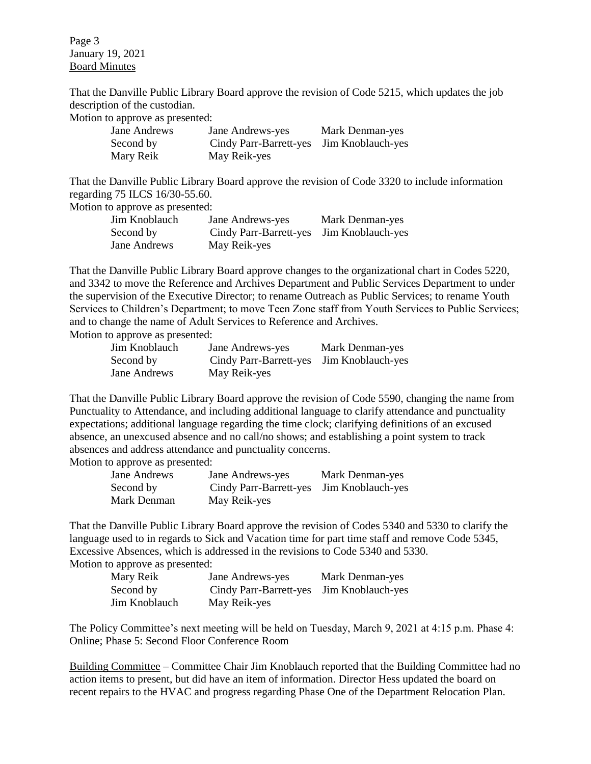That the Danville Public Library Board approve the revision of Code 5215, which updates the job description of the custodian.

Motion to approve as presented:

| | | |
|---|---|---|
| Jane Andrews | Jane Andrews-yes | Mark Denman-yes |
| Second by | Cindy Parr-Barrett-yes | Jim Knoblauch-yes |
| Mary Reik | May Reik-yes | |

That the Danville Public Library Board approve the revision of Code 3320 to include information regarding 75 ILCS 16/30-55.60.

Motion to approve as presented:

| | | |
|---|---|---|
| Jim Knoblauch | Jane Andrews-yes | Mark Denman-yes |
| Second by | Cindy Parr-Barrett-yes | Jim Knoblauch-yes |
| Jane Andrews | May Reik-yes | |

That the Danville Public Library Board approve changes to the organizational chart in Codes 5220, and 3342 to move the Reference and Archives Department and Public Services Department to under the supervision of the Executive Director; to rename Outreach as Public Services; to rename Youth Services to Children's Department; to move Teen Zone staff from Youth Services to Public Services; and to change the name of Adult Services to Reference and Archives.

Motion to approve as presented:

| | | |
|---|---|---|
| Jim Knoblauch | Jane Andrews-yes | Mark Denman-yes |
| Second by | Cindy Parr-Barrett-yes | Jim Knoblauch-yes |
| Jane Andrews | May Reik-yes | |

That the Danville Public Library Board approve the revision of Code 5590, changing the name from Punctuality to Attendance, and including additional language to clarify attendance and punctuality expectations; additional language regarding the time clock; clarifying definitions of an excused absence, an unexcused absence and no call/no shows; and establishing a point system to track absences and address attendance and punctuality concerns.

Motion to approve as presented:

| | | |
|---|---|---|
| Jane Andrews | Jane Andrews-yes | Mark Denman-yes |
| Second by | Cindy Parr-Barrett-yes | Jim Knoblauch-yes |
| Mark Denman | May Reik-yes | |

That the Danville Public Library Board approve the revision of Codes 5340 and 5330 to clarify the language used to in regards to Sick and Vacation time for part time staff and remove Code 5345, Excessive Absences, which is addressed in the revisions to Code 5340 and 5330.

Motion to approve as presented:

| | | |
|---|---|---|
| Mary Reik | Jane Andrews-yes | Mark Denman-yes |
| Second by | Cindy Parr-Barrett-yes | Jim Knoblauch-yes |
| Jim Knoblauch | May Reik-yes | |

The Policy Committee's next meeting will be held on Tuesday, March 9, 2021 at 4:15 p.m. Phase 4: Online; Phase 5: Second Floor Conference Room

Building Committee – Committee Chair Jim Knoblauch reported that the Building Committee had no action items to present, but did have an item of information. Director Hess updated the board on recent repairs to the HVAC and progress regarding Phase One of the Department Relocation Plan.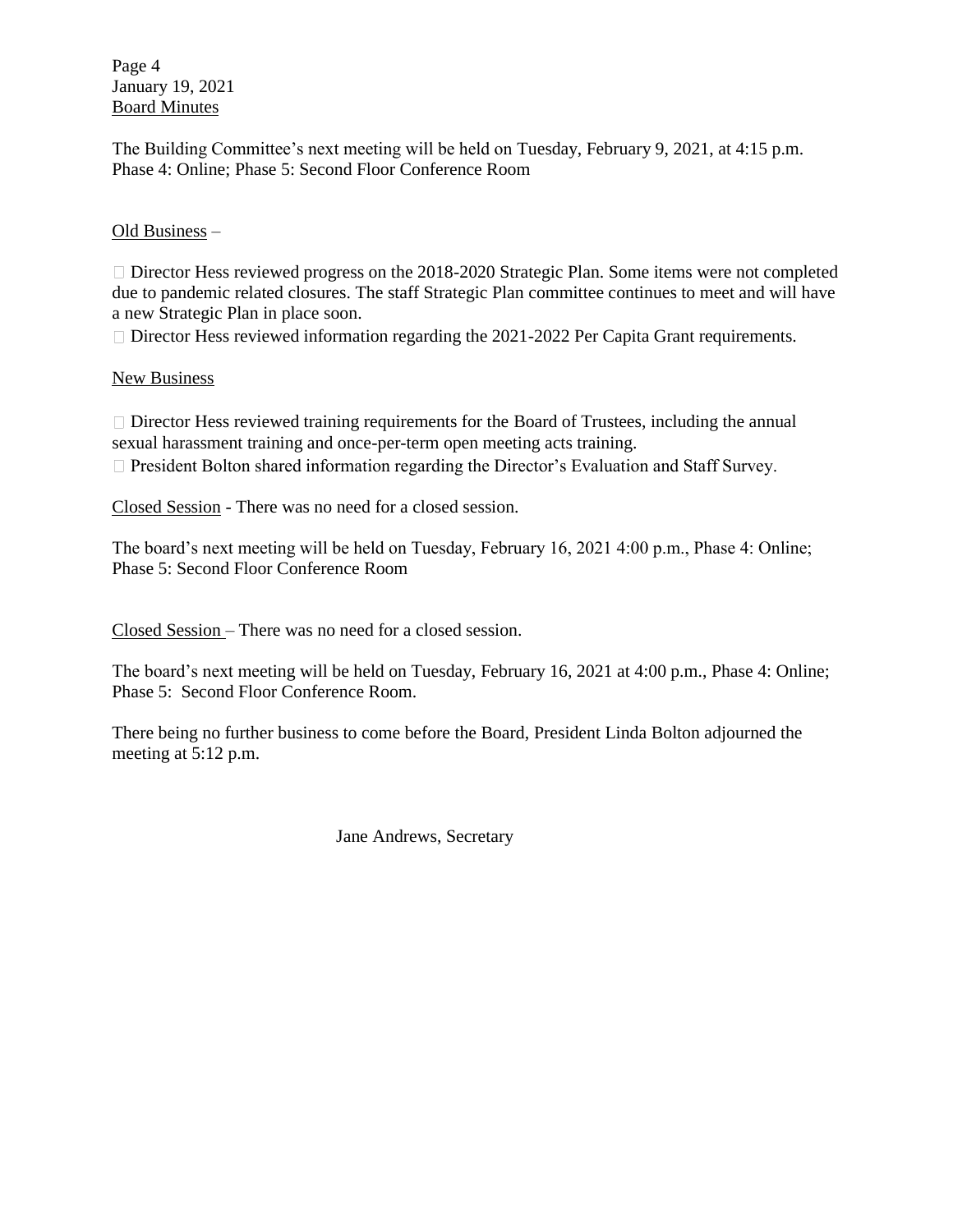The Building Committee's next meeting will be held on Tuesday, February 9, 2021, at 4:15 p.m. Phase 4: Online; Phase 5: Second Floor Conference Room

Old Business –

- Director Hess reviewed progress on the 2018-2020 Strategic Plan. Some items were not completed due to pandemic related closures. The staff Strategic Plan committee continues to meet and will have a new Strategic Plan in place soon.
- Director Hess reviewed information regarding the 2021-2022 Per Capita Grant requirements.

New Business

- Director Hess reviewed training requirements for the Board of Trustees, including the annual sexual harassment training and once-per-term open meeting acts training.
- President Bolton shared information regarding the Director's Evaluation and Staff Survey.

Closed Session - There was no need for a closed session.

The board's next meeting will be held on Tuesday, February 16, 2021 4:00 p.m., Phase 4: Online; Phase 5: Second Floor Conference Room

Closed Session – There was no need for a closed session.

The board's next meeting will be held on Tuesday, February 16, 2021 at 4:00 p.m., Phase 4: Online; Phase 5: Second Floor Conference Room.

There being no further business to come before the Board, President Linda Bolton adjourned the meeting at 5:12 p.m.

Jane Andrews, Secretary